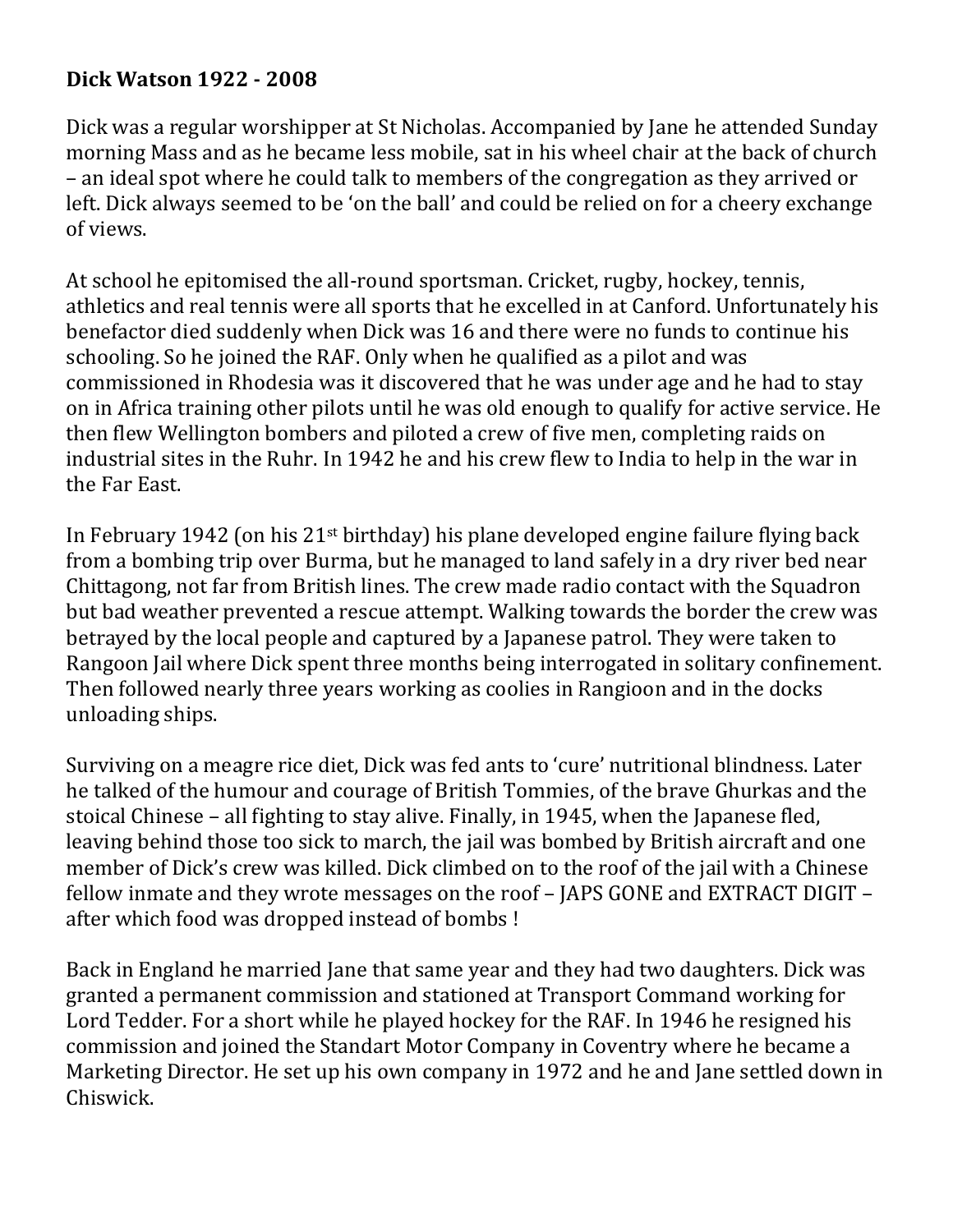**Dick Watson 1922 - 2008**

Dick was a regular worshipper at St Nicholas. Accompanied by Jane he attended Sunday morning Mass and as he became less mobile, sat in his wheel chair at the back of church – an ideal spot where he could talk to members of the congregation as they arrived or left. Dick always seemed to be 'on the ball' and could be relied on for a cheery exchange of views.

At school he epitomised the all-round sportsman. Cricket, rugby, hockey, tennis, athletics and real tennis were all sports that he excelled in at Canford. Unfortunately his benefactor died suddenly when Dick was 16 and there were no funds to continue his schooling. So he joined the RAF. Only when he qualified as a pilot and was commissioned in Rhodesia was it discovered that he was under age and he had to stay on in Africa training other pilots until he was old enough to qualify for active service. He then flew Wellington bombers and piloted a crew of five men, completing raids on industrial sites in the Ruhr. In 1942 he and his crew flew to India to help in the war in the Far East.

In February 1942 (on his 21st birthday) his plane developed engine failure flying back from a bombing trip over Burma, but he managed to land safely in a dry river bed near Chittagong, not far from British lines. The crew made radio contact with the Squadron but bad weather prevented a rescue attempt. Walking towards the border the crew was betrayed by the local people and captured by a Japanese patrol. They were taken to Rangoon Jail where Dick spent three months being interrogated in solitary confinement. Then followed nearly three years working as coolies in Rangioon and in the docks unloading ships.

Surviving on a meagre rice diet, Dick was fed ants to 'cure' nutritional blindness. Later he talked of the humour and courage of British Tommies, of the brave Ghurkas and the stoical Chinese – all fighting to stay alive. Finally, in 1945, when the Japanese fled, leaving behind those too sick to march, the jail was bombed by British aircraft and one member of Dick's crew was killed. Dick climbed on to the roof of the jail with a Chinese fellow inmate and they wrote messages on the roof – JAPS GONE and EXTRACT DIGIT – after which food was dropped instead of bombs !

Back in England he married Jane that same year and they had two daughters. Dick was granted a permanent commission and stationed at Transport Command working for Lord Tedder. For a short while he played hockey for the RAF. In 1946 he resigned his commission and joined the Standart Motor Company in Coventry where he became a Marketing Director. He set up his own company in 1972 and he and Jane settled down in Chiswick.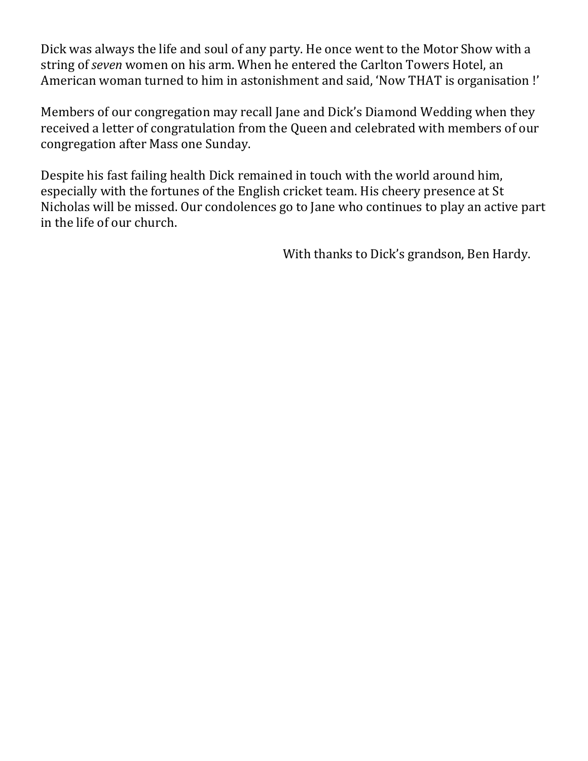Dick was always the life and soul of any party. He once went to the Motor Show with a string of *seven* women on his arm. When he entered the Carlton Towers Hotel, an American woman turned to him in astonishment and said, 'Now THAT is organisation !'

Members of our congregation may recall Jane and Dick's Diamond Wedding when they received a letter of congratulation from the Queen and celebrated with members of our congregation after Mass one Sunday.

Despite his fast failing health Dick remained in touch with the world around him, especially with the fortunes of the English cricket team. His cheery presence at St Nicholas will be missed. Our condolences go to Jane who continues to play an active part in the life of our church.

With thanks to Dick's grandson, Ben Hardy.